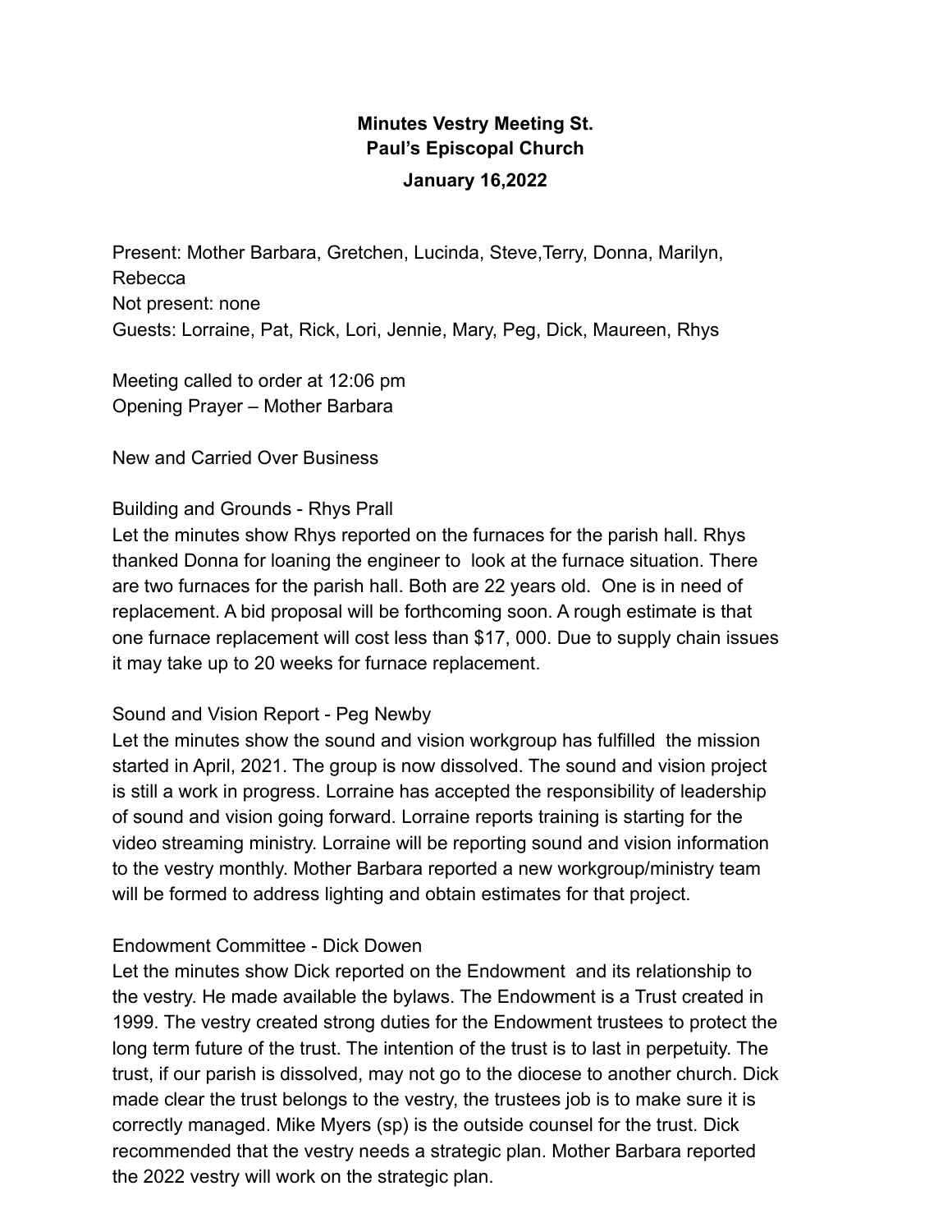**Minutes Vestry Meeting St. Paul's Episcopal Church**

**January 16,2022**

Present: Mother Barbara, Gretchen, Lucinda, Steve,Terry, Donna, Marilyn, Rebecca
Not present: none
Guests: Lorraine, Pat, Rick, Lori, Jennie, Mary, Peg, Dick, Maureen, Rhys

Meeting called to order at 12:06 pm
Opening Prayer – Mother Barbara

New and Carried Over Business

Building and Grounds - Rhys Prall
Let the minutes show Rhys reported on the furnaces for the parish hall. Rhys thanked Donna for loaning the engineer to look at the furnace situation. There are two furnaces for the parish hall. Both are 22 years old. One is in need of replacement. A bid proposal will be forthcoming soon. A rough estimate is that one furnace replacement will cost less than $17, 000. Due to supply chain issues it may take up to 20 weeks for furnace replacement.

Sound and Vision Report - Peg Newby
Let the minutes show the sound and vision workgroup has fulfilled the mission started in April, 2021. The group is now dissolved. The sound and vision project is still a work in progress. Lorraine has accepted the responsibility of leadership of sound and vision going forward. Lorraine reports training is starting for the video streaming ministry. Lorraine will be reporting sound and vision information to the vestry monthly. Mother Barbara reported a new workgroup/ministry team will be formed to address lighting and obtain estimates for that project.

Endowment Committee - Dick Dowen
Let the minutes show Dick reported on the Endowment and its relationship to the vestry. He made available the bylaws. The Endowment is a Trust created in 1999. The vestry created strong duties for the Endowment trustees to protect the long term future of the trust. The intention of the trust is to last in perpetuity. The trust, if our parish is dissolved, may not go to the diocese to another church. Dick made clear the trust belongs to the vestry, the trustees job is to make sure it is correctly managed. Mike Myers (sp) is the outside counsel for the trust. Dick recommended that the vestry needs a strategic plan. Mother Barbara reported the 2022 vestry will work on the strategic plan.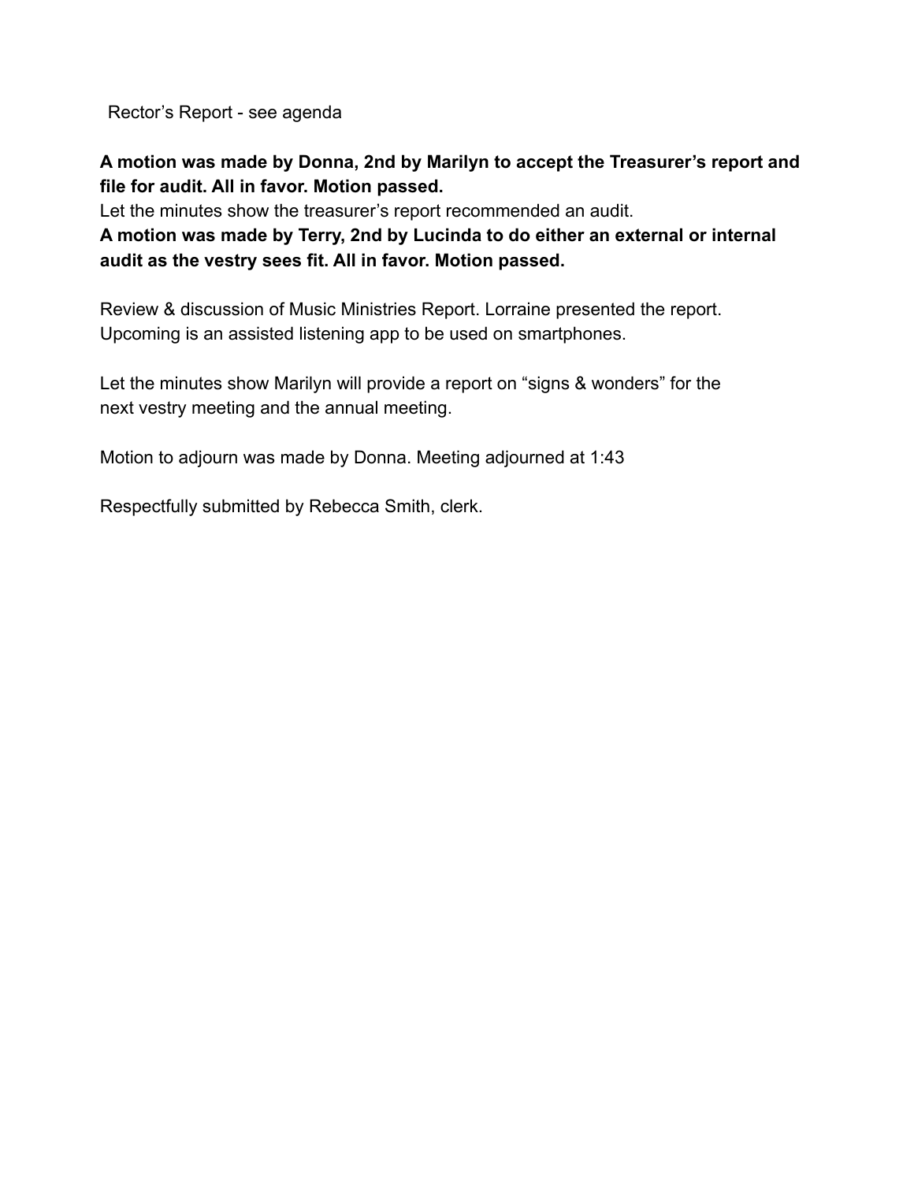Rector's Report - see agenda

**A motion was made by Donna, 2nd by Marilyn to accept the Treasurer's report and file for audit. All in favor. Motion passed.**

Let the minutes show the treasurer's report recommended an audit.

**A motion was made by Terry, 2nd by Lucinda to do either an external or internal audit as the vestry sees fit. All in favor. Motion passed.**

Review & discussion of Music Ministries Report. Lorraine presented the report. Upcoming is an assisted listening app to be used on smartphones.

Let the minutes show Marilyn will provide a report on "signs & wonders" for the next vestry meeting and the annual meeting.

Motion to adjourn was made by Donna. Meeting adjourned at 1:43

Respectfully submitted by Rebecca Smith, clerk.